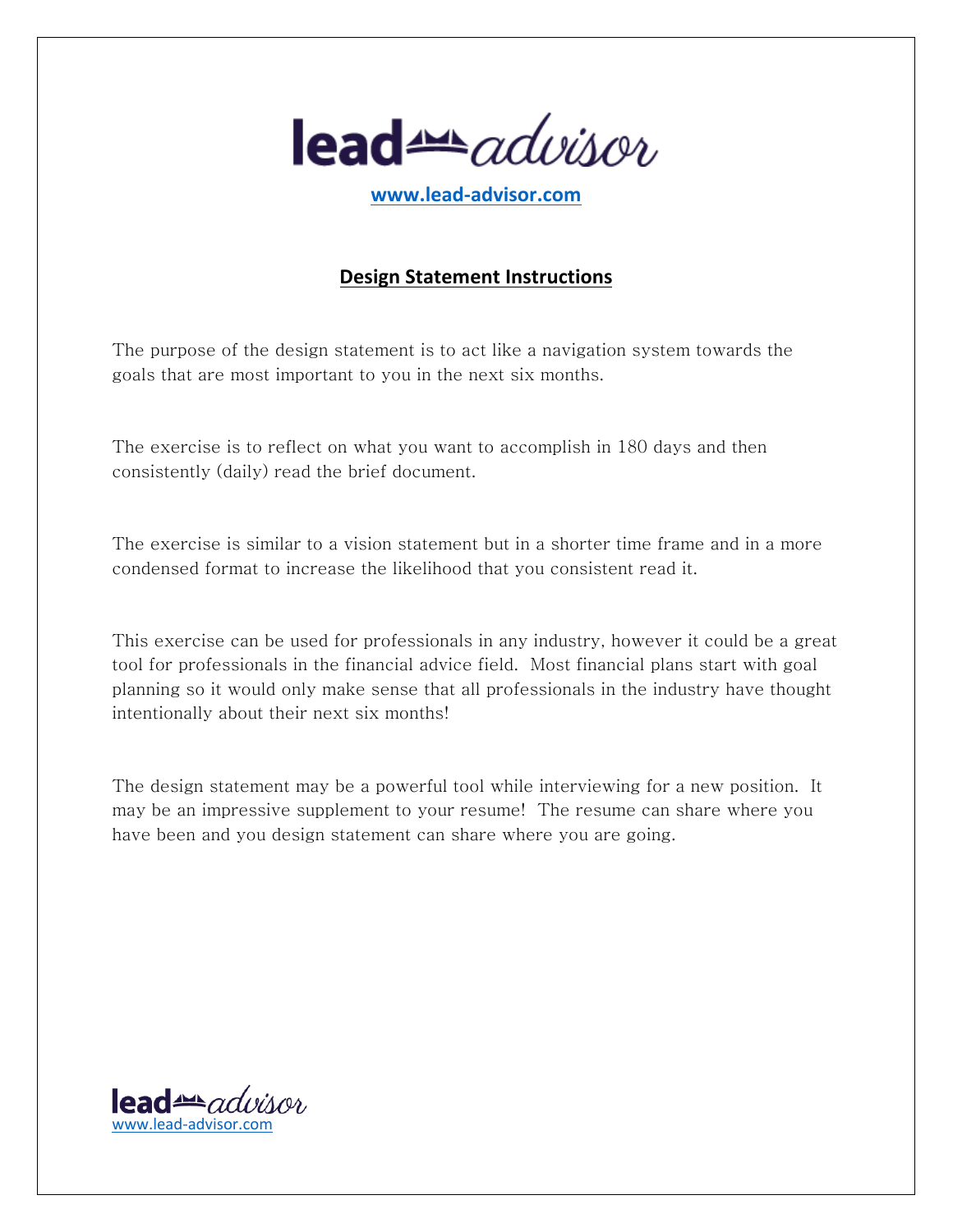lead advisor

www.lead-advisor.com

## Design Statement Instructions

The purpose of the design statement is to act like a navigation system towards the goals that are most important to you in the next six months.

The exercise is to reflect on what you want to accomplish in 180 days and then consistently (daily) read the brief document.

The exercise is similar to a vision statement but in a shorter time frame and in a more condensed format to increase the likelihood that you consistent read it.

This exercise can be used for professionals in any industry, however it could be a great tool for professionals in the financial advice field. Most financial plans start with goal planning so it would only make sense that all professionals in the industry have thought intentionally about their next six months!

The design statement may be a powerful tool while interviewing for a new position. It may be an impressive supplement to your resume! The resume can share where you have been and you design statement can share where you are going.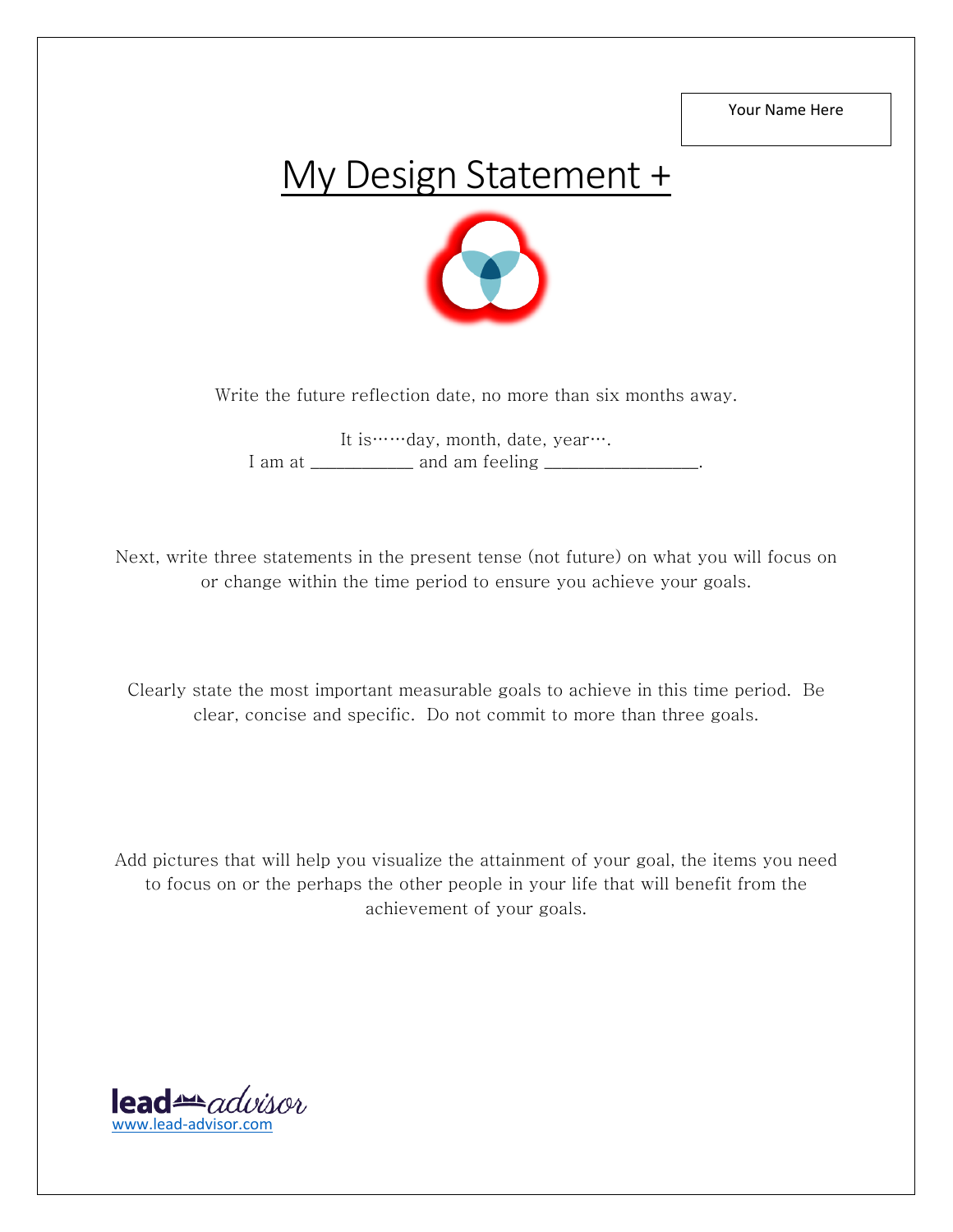Your Name Here

# My Design Statement +

Write the future reflection date, no more than six months away.

It is……day, month, date, year….
I am at ___________ and am feeling ________________.

Next, write three statements in the present tense (not future) on what you will focus on or change within the time period to ensure you achieve your goals.

Clearly state the most important measurable goals to achieve in this time period. Be clear, concise and specific. Do not commit to more than three goals.

Add pictures that will help you visualize the attainment of your goal, the items you need to focus on or the perhaps the other people in your life that will benefit from the achievement of your goals.

lead advisor
www.lead-advisor.com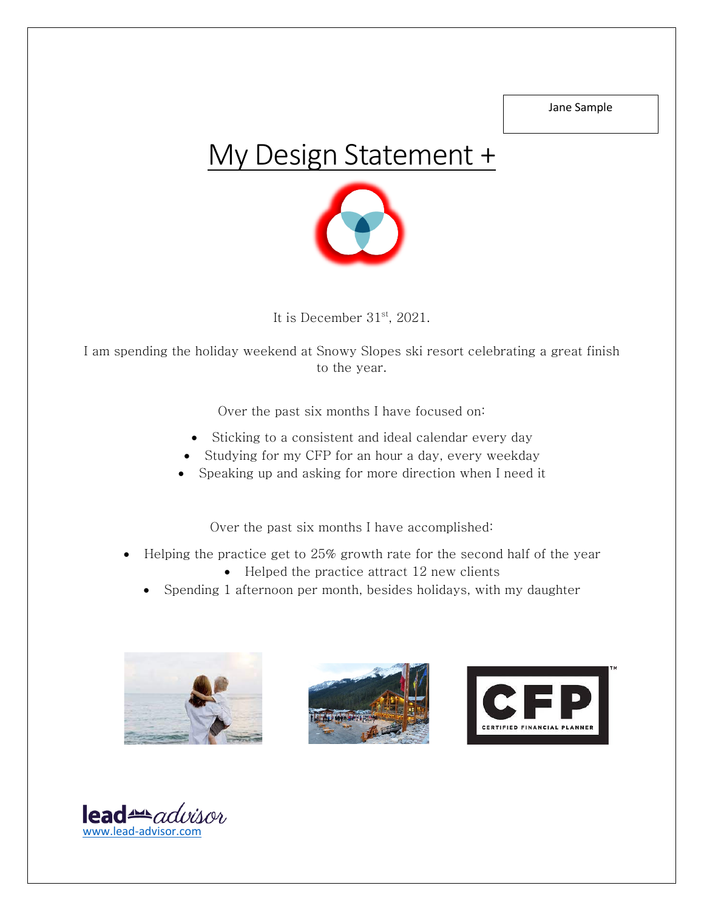Jane Sample

# My Design Statement +

It is December 31st, 2021.

I am spending the holiday weekend at Snowy Slopes ski resort celebrating a great finish to the year.

Over the past six months I have focused on:

- Sticking to a consistent and ideal calendar every day
- Studying for my CFP for an hour a day, every weekday
- Speaking up and asking for more direction when I need it

Over the past six months I have accomplished:

- Helping the practice get to 25% growth rate for the second half of the year
- Helped the practice attract 12 new clients
- Spending 1 afternoon per month, besides holidays, with my daughter

lead advisor
www.lead-advisor.com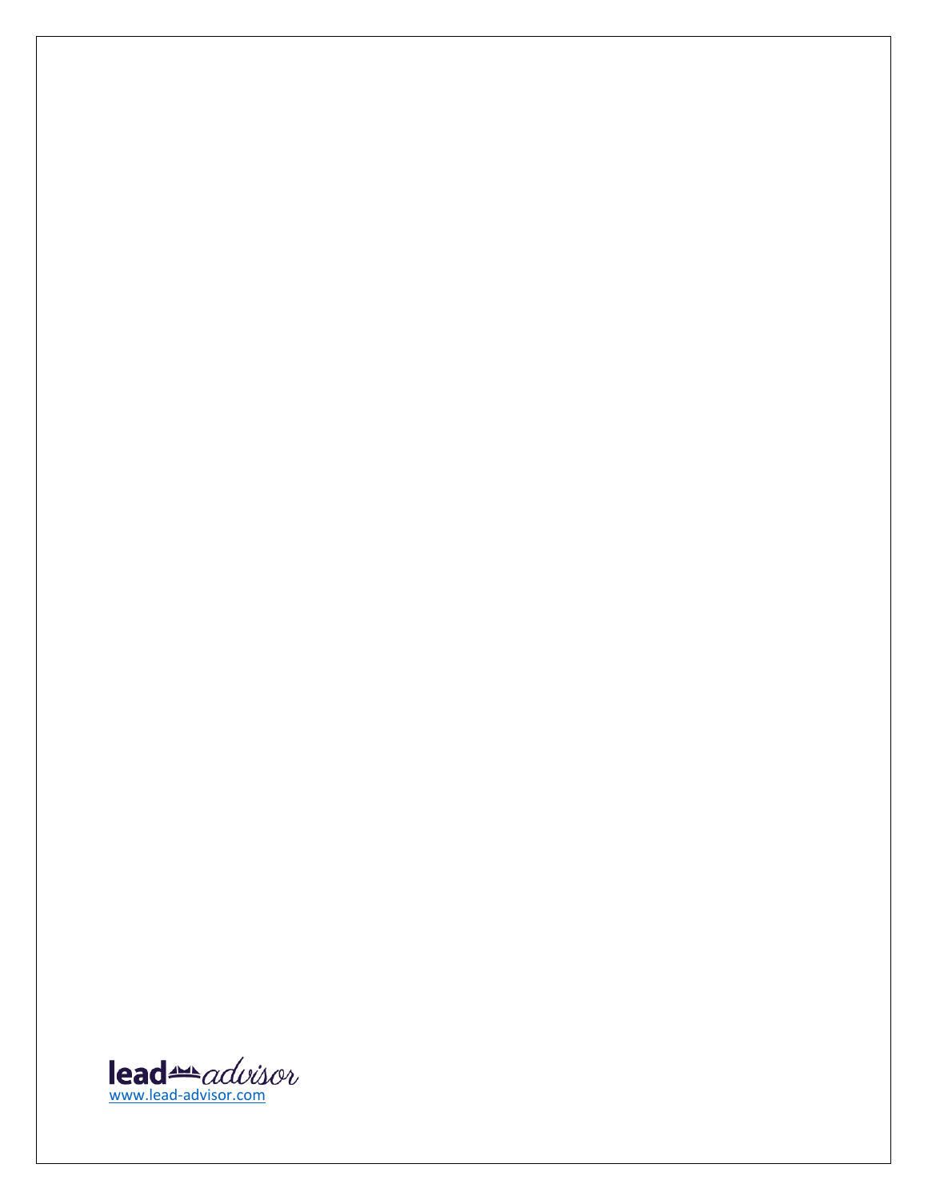lead advisor

www.lead-advisor.com